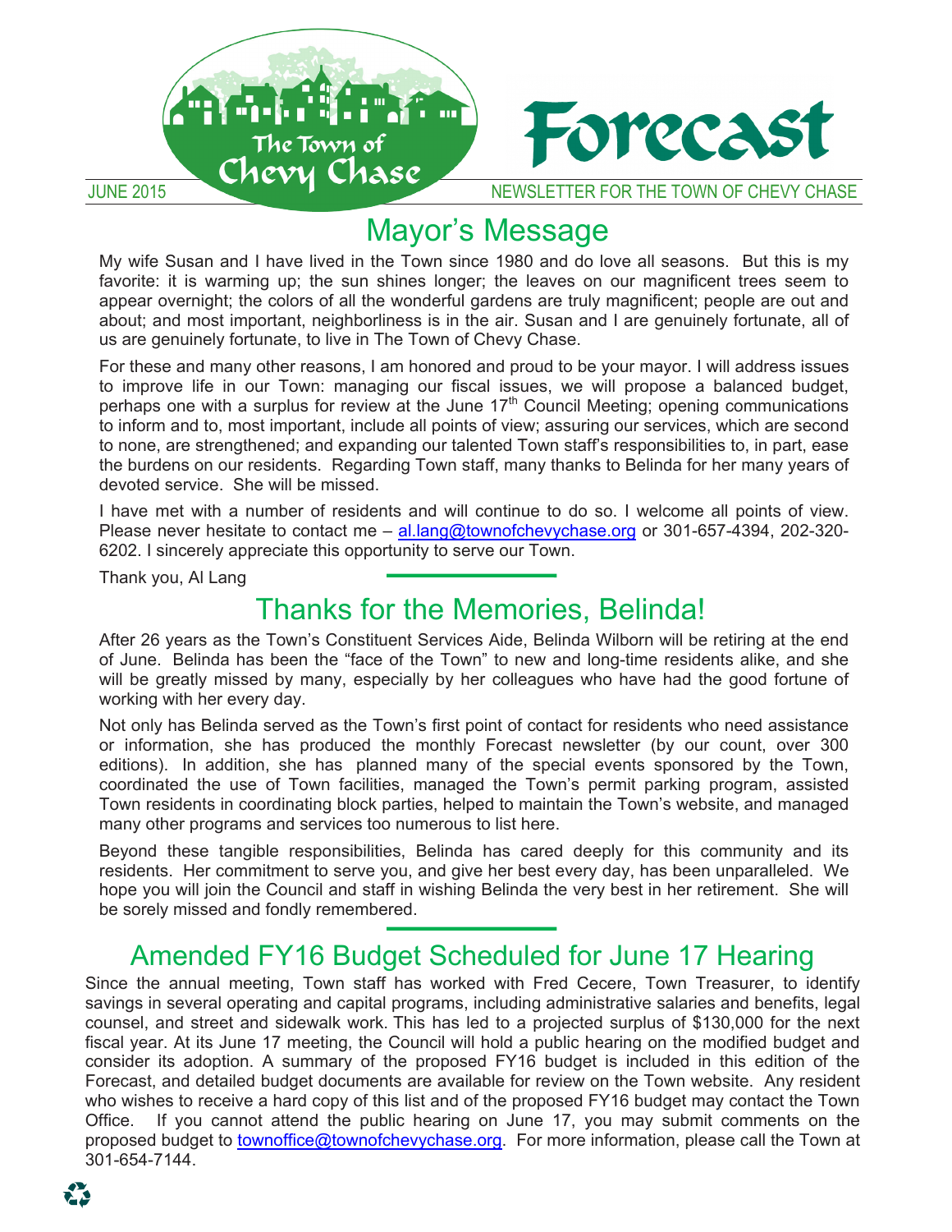# Forecast

JUNE 2015 — NEWSLETTER FOR THE TOWN OF CHEVY CHASE

## Mayor's Message

My wife Susan and I have lived in the Town since 1980 and do love all seasons. But this is my favorite: it is warming up; the sun shines longer; the leaves on our magnificent trees seem to appear overnight; the colors of all the wonderful gardens are truly magnificent; people are out and about; and most important, neighborliness is in the air. Susan and I are genuinely fortunate, all of us are genuinely fortunate, to live in The Town of Chevy Chase.

For these and many other reasons, I am honored and proud to be your mayor. I will address issues to improve life in our Town: managing our fiscal issues, we will propose a balanced budget, perhaps one with a surplus for review at the June 17th Council Meeting; opening communications to inform and to, most important, include all points of view; assuring our services, which are second to none, are strengthened; and expanding our talented Town staff's responsibilities to, in part, ease the burdens on our residents. Regarding Town staff, many thanks to Belinda for her many years of devoted service. She will be missed.

I have met with a number of residents and will continue to do so. I welcome all points of view. Please never hesitate to contact me – al.lang@townofchevychase.org or 301-657-4394, 202-320-6202. I sincerely appreciate this opportunity to serve our Town.

Thank you, Al Lang

## Thanks for the Memories, Belinda!

After 26 years as the Town's Constituent Services Aide, Belinda Wilborn will be retiring at the end of June. Belinda has been the "face of the Town" to new and long-time residents alike, and she will be greatly missed by many, especially by her colleagues who have had the good fortune of working with her every day.

Not only has Belinda served as the Town's first point of contact for residents who need assistance or information, she has produced the monthly Forecast newsletter (by our count, over 300 editions). In addition, she has planned many of the special events sponsored by the Town, coordinated the use of Town facilities, managed the Town's permit parking program, assisted Town residents in coordinating block parties, helped to maintain the Town's website, and managed many other programs and services too numerous to list here.

Beyond these tangible responsibilities, Belinda has cared deeply for this community and its residents. Her commitment to serve you, and give her best every day, has been unparalleled. We hope you will join the Council and staff in wishing Belinda the very best in her retirement. She will be sorely missed and fondly remembered.

## Amended FY16 Budget Scheduled for June 17 Hearing

Since the annual meeting, Town staff has worked with Fred Cecere, Town Treasurer, to identify savings in several operating and capital programs, including administrative salaries and benefits, legal counsel, and street and sidewalk work. This has led to a projected surplus of $130,000 for the next fiscal year. At its June 17 meeting, the Council will hold a public hearing on the modified budget and consider its adoption. A summary of the proposed FY16 budget is included in this edition of the Forecast, and detailed budget documents are available for review on the Town website. Any resident who wishes to receive a hard copy of this list and of the proposed FY16 budget may contact the Town Office. If you cannot attend the public hearing on June 17, you may submit comments on the proposed budget to townoffice@townofchevychase.org. For more information, please call the Town at 301-654-7144.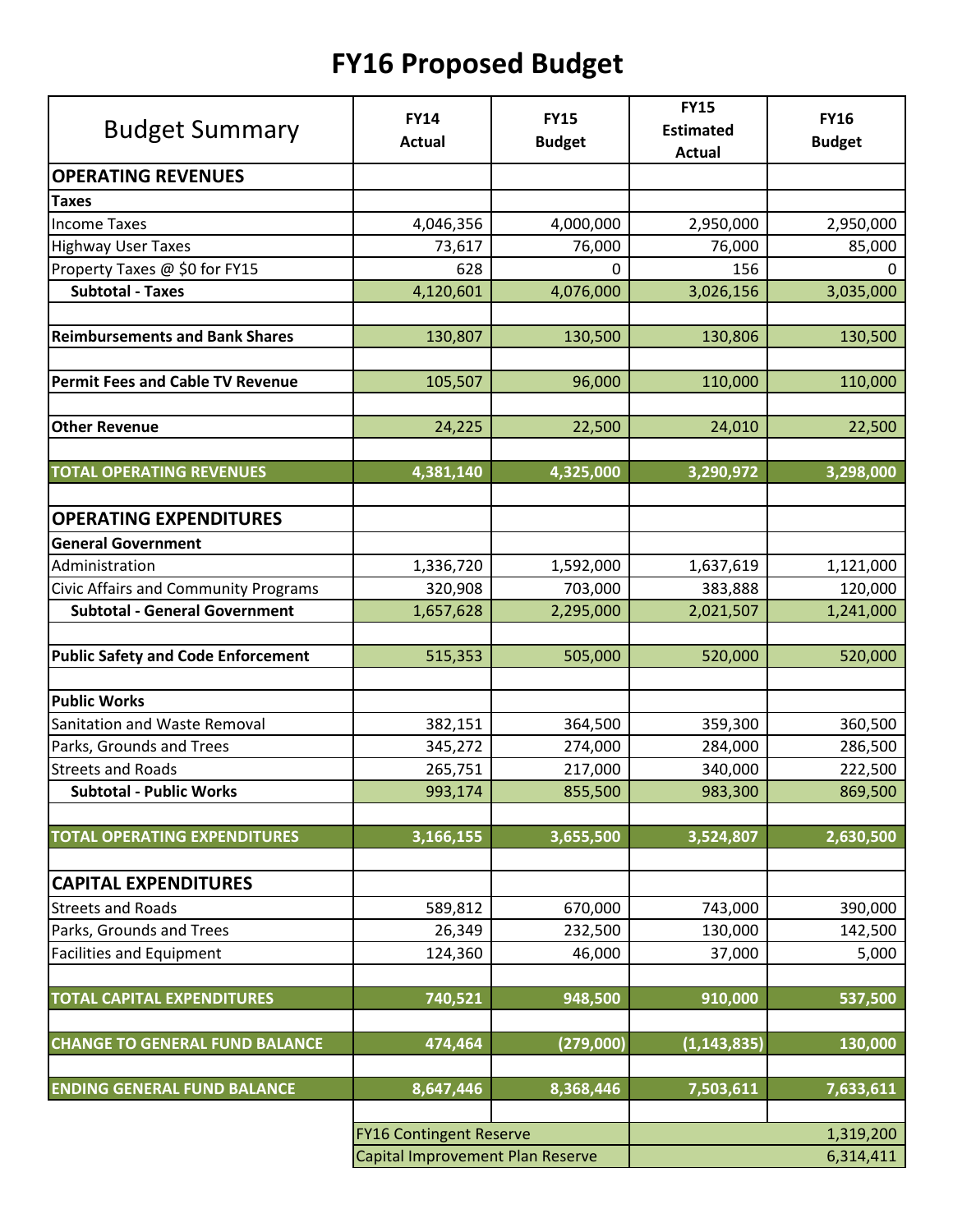# FY16 Proposed Budget

| Budget Summary | FY14 Actual | FY15 Budget | FY15 Estimated Actual | FY16 Budget |
|---|---|---|---|---|
| **OPERATING REVENUES** | | | | |
| **Taxes** | | | | |
| Income Taxes | 4,046,356 | 4,000,000 | 2,950,000 | 2,950,000 |
| Highway User Taxes | 73,617 | 76,000 | 76,000 | 85,000 |
| Property Taxes @ $0 for FY15 | 628 | 0 | 156 | 0 |
| **Subtotal - Taxes** | 4,120,601 | 4,076,000 | 3,026,156 | 3,035,000 |
| | | | | |
| **Reimbursements and Bank Shares** | 130,807 | 130,500 | 130,806 | 130,500 |
| | | | | |
| **Permit Fees and Cable TV Revenue** | 105,507 | 96,000 | 110,000 | 110,000 |
| | | | | |
| **Other Revenue** | 24,225 | 22,500 | 24,010 | 22,500 |
| | | | | |
| **TOTAL OPERATING REVENUES** | **4,381,140** | **4,325,000** | **3,290,972** | **3,298,000** |
| | | | | |
| **OPERATING EXPENDITURES** | | | | |
| **General Government** | | | | |
| Administration | 1,336,720 | 1,592,000 | 1,637,619 | 1,121,000 |
| Civic Affairs and Community Programs | 320,908 | 703,000 | 383,888 | 120,000 |
| **Subtotal - General Government** | 1,657,628 | 2,295,000 | 2,021,507 | 1,241,000 |
| | | | | |
| **Public Safety and Code Enforcement** | 515,353 | 505,000 | 520,000 | 520,000 |
| | | | | |
| **Public Works** | | | | |
| Sanitation and Waste Removal | 382,151 | 364,500 | 359,300 | 360,500 |
| Parks, Grounds and Trees | 345,272 | 274,000 | 284,000 | 286,500 |
| Streets and Roads | 265,751 | 217,000 | 340,000 | 222,500 |
| **Subtotal - Public Works** | 993,174 | 855,500 | 983,300 | 869,500 |
| | | | | |
| **TOTAL OPERATING EXPENDITURES** | **3,166,155** | **3,655,500** | **3,524,807** | **2,630,500** |
| | | | | |
| **CAPITAL EXPENDITURES** | | | | |
| Streets and Roads | 589,812 | 670,000 | 743,000 | 390,000 |
| Parks, Grounds and Trees | 26,349 | 232,500 | 130,000 | 142,500 |
| Facilities and Equipment | 124,360 | 46,000 | 37,000 | 5,000 |
| | | | | |
| **TOTAL CAPITAL EXPENDITURES** | **740,521** | **948,500** | **910,000** | **537,500** |
| | | | | |
| **CHANGE TO GENERAL FUND BALANCE** | **474,464** | **(279,000)** | **(1,143,835)** | **130,000** |
| | | | | |
| **ENDING GENERAL FUND BALANCE** | **8,647,446** | **8,368,446** | **7,503,611** | **7,633,611** |
| | | | | |
| | FY16 Contingent Reserve | | | 1,319,200 |
| | Capital Improvement Plan Reserve | | | 6,314,411 |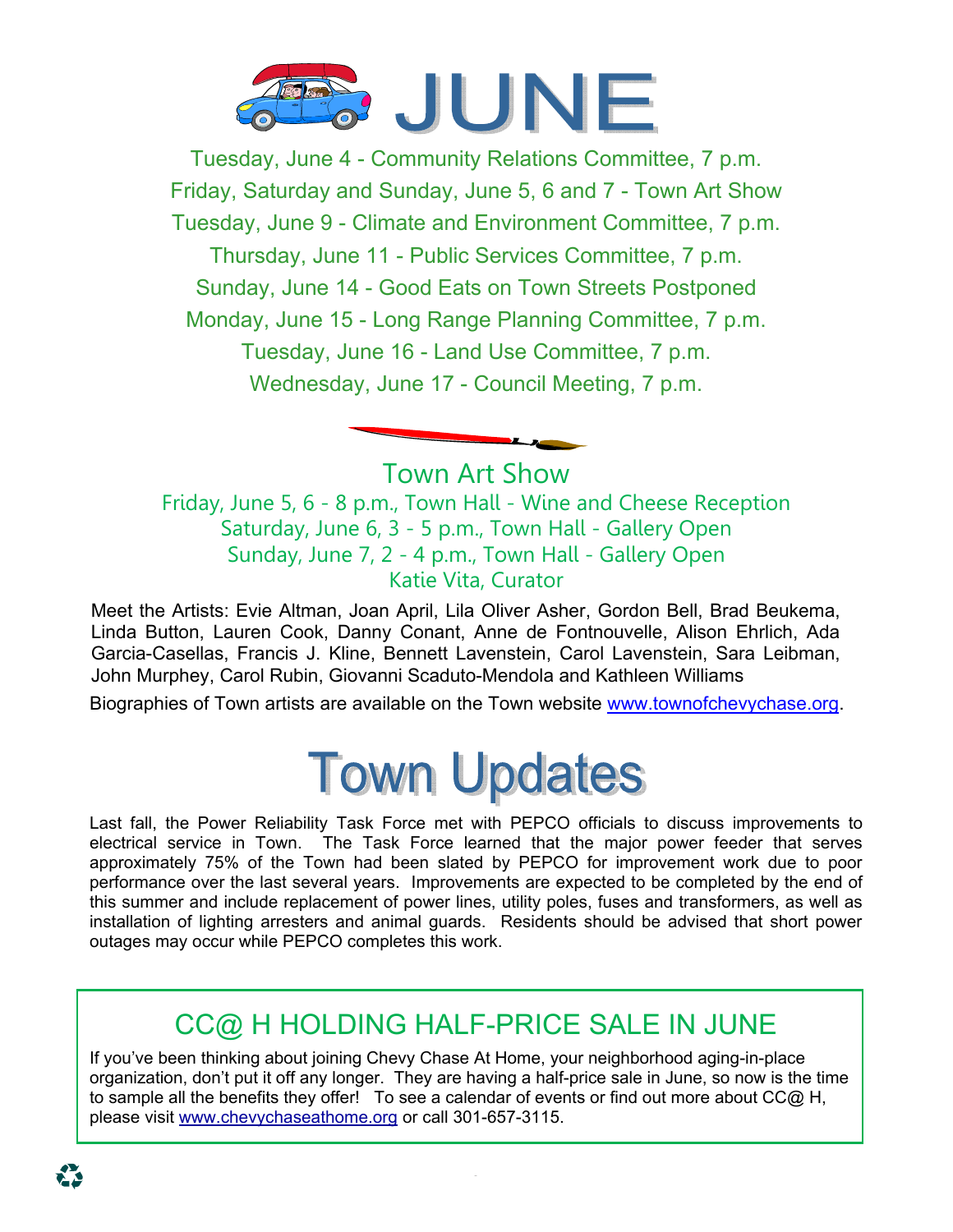# JUNE

Tuesday, June 4 - Community Relations Committee, 7 p.m.

Friday, Saturday and Sunday, June 5, 6 and 7 - Town Art Show

Tuesday, June 9 - Climate and Environment Committee, 7 p.m.

Thursday, June 11 - Public Services Committee, 7 p.m.

Sunday, June 14 - Good Eats on Town Streets Postponed

Monday, June 15 - Long Range Planning Committee, 7 p.m.

Tuesday, June 16 - Land Use Committee, 7 p.m.

Wednesday, June 17 - Council Meeting, 7 p.m.

## Town Art Show

Friday, June 5, 6 - 8 p.m., Town Hall - Wine and Cheese Reception

Saturday, June 6, 3 - 5 p.m., Town Hall - Gallery Open

Sunday, June 7, 2 - 4 p.m., Town Hall - Gallery Open

Katie Vita, Curator

Meet the Artists: Evie Altman, Joan April, Lila Oliver Asher, Gordon Bell, Brad Beukema, Linda Button, Lauren Cook, Danny Conant, Anne de Fontnouvelle, Alison Ehrlich, Ada Garcia-Casellas, Francis J. Kline, Bennett Lavenstein, Carol Lavenstein, Sara Leibman, John Murphey, Carol Rubin, Giovanni Scaduto-Mendola and Kathleen Williams

Biographies of Town artists are available on the Town website www.townofchevychase.org.

# Town Updates

Last fall, the Power Reliability Task Force met with PEPCO officials to discuss improvements to electrical service in Town. The Task Force learned that the major power feeder that serves approximately 75% of the Town had been slated by PEPCO for improvement work due to poor performance over the last several years. Improvements are expected to be completed by the end of this summer and include replacement of power lines, utility poles, fuses and transformers, as well as installation of lighting arresters and animal guards. Residents should be advised that short power outages may occur while PEPCO completes this work.

## CC@ H HOLDING HALF-PRICE SALE IN JUNE

If you've been thinking about joining Chevy Chase At Home, your neighborhood aging-in-place organization, don't put it off any longer. They are having a half-price sale in June, so now is the time to sample all the benefits they offer! To see a calendar of events or find out more about CC@ H, please visit www.chevychaseathome.org or call 301-657-3115.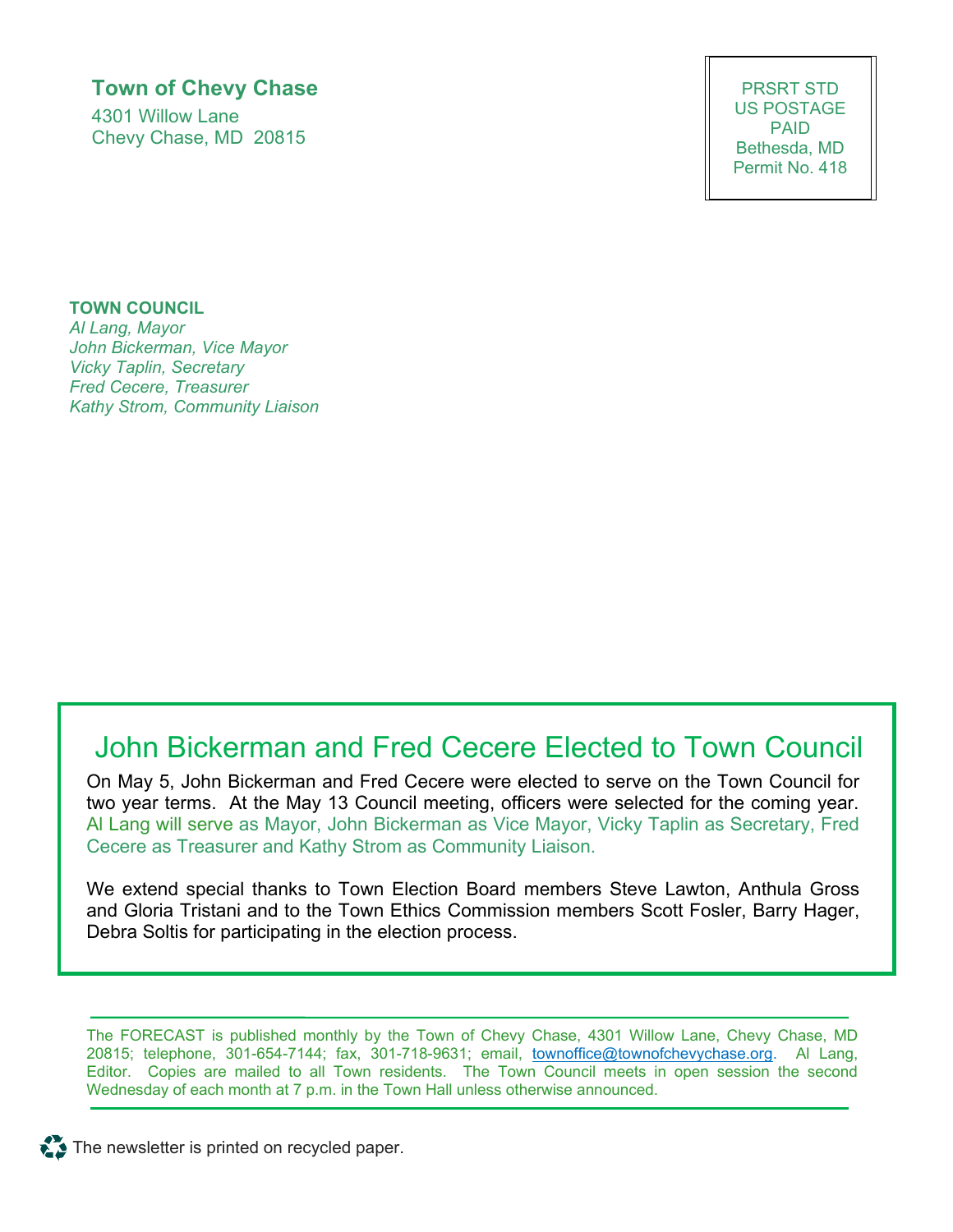**Town of Chevy Chase**
4301 Willow Lane
Chevy Chase, MD 20815

PRSRT STD
US POSTAGE
PAID
Bethesda, MD
Permit No. 418

**TOWN COUNCIL**
*Al Lang, Mayor*
*John Bickerman, Vice Mayor*
*Vicky Taplin, Secretary*
*Fred Cecere, Treasurer*
*Kathy Strom, Community Liaison*

## John Bickerman and Fred Cecere Elected to Town Council

On May 5, John Bickerman and Fred Cecere were elected to serve on the Town Council for two year terms. At the May 13 Council meeting, officers were selected for the coming year. Al Lang will serve as Mayor, John Bickerman as Vice Mayor, Vicky Taplin as Secretary, Fred Cecere as Treasurer and Kathy Strom as Community Liaison.

We extend special thanks to Town Election Board members Steve Lawton, Anthula Gross and Gloria Tristani and to the Town Ethics Commission members Scott Fosler, Barry Hager, Debra Soltis for participating in the election process.

The FORECAST is published monthly by the Town of Chevy Chase, 4301 Willow Lane, Chevy Chase, MD 20815; telephone, 301-654-7144; fax, 301-718-9631; email, townoffice@townofchevychase.org. Al Lang, Editor. Copies are mailed to all Town residents. The Town Council meets in open session the second Wednesday of each month at 7 p.m. in the Town Hall unless otherwise announced.

The newsletter is printed on recycled paper.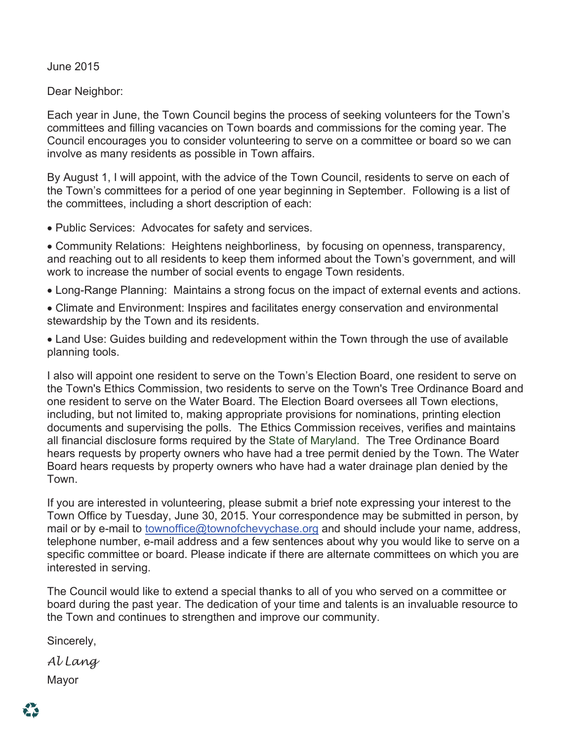June 2015

Dear Neighbor:

Each year in June, the Town Council begins the process of seeking volunteers for the Town's committees and filling vacancies on Town boards and commissions for the coming year. The Council encourages you to consider volunteering to serve on a committee or board so we can involve as many residents as possible in Town affairs.

By August 1, I will appoint, with the advice of the Town Council, residents to serve on each of the Town's committees for a period of one year beginning in September. Following is a list of the committees, including a short description of each:

- Public Services: Advocates for safety and services.
- Community Relations: Heightens neighborliness, by focusing on openness, transparency, and reaching out to all residents to keep them informed about the Town's government, and will work to increase the number of social events to engage Town residents.
- Long-Range Planning: Maintains a strong focus on the impact of external events and actions.
- Climate and Environment: Inspires and facilitates energy conservation and environmental stewardship by the Town and its residents.
- Land Use: Guides building and redevelopment within the Town through the use of available planning tools.

I also will appoint one resident to serve on the Town's Election Board, one resident to serve on the Town's Ethics Commission, two residents to serve on the Town's Tree Ordinance Board and one resident to serve on the Water Board. The Election Board oversees all Town elections, including, but not limited to, making appropriate provisions for nominations, printing election documents and supervising the polls. The Ethics Commission receives, verifies and maintains all financial disclosure forms required by the State of Maryland. The Tree Ordinance Board hears requests by property owners who have had a tree permit denied by the Town. The Water Board hears requests by property owners who have had a water drainage plan denied by the Town.

If you are interested in volunteering, please submit a brief note expressing your interest to the Town Office by Tuesday, June 30, 2015. Your correspondence may be submitted in person, by mail or by e-mail to townoffice@townofchevychase.org and should include your name, address, telephone number, e-mail address and a few sentences about why you would like to serve on a specific committee or board. Please indicate if there are alternate committees on which you are interested in serving.

The Council would like to extend a special thanks to all of you who served on a committee or board during the past year. The dedication of your time and talents is an invaluable resource to the Town and continues to strengthen and improve our community.

Sincerely,

*Al Lang*

Mayor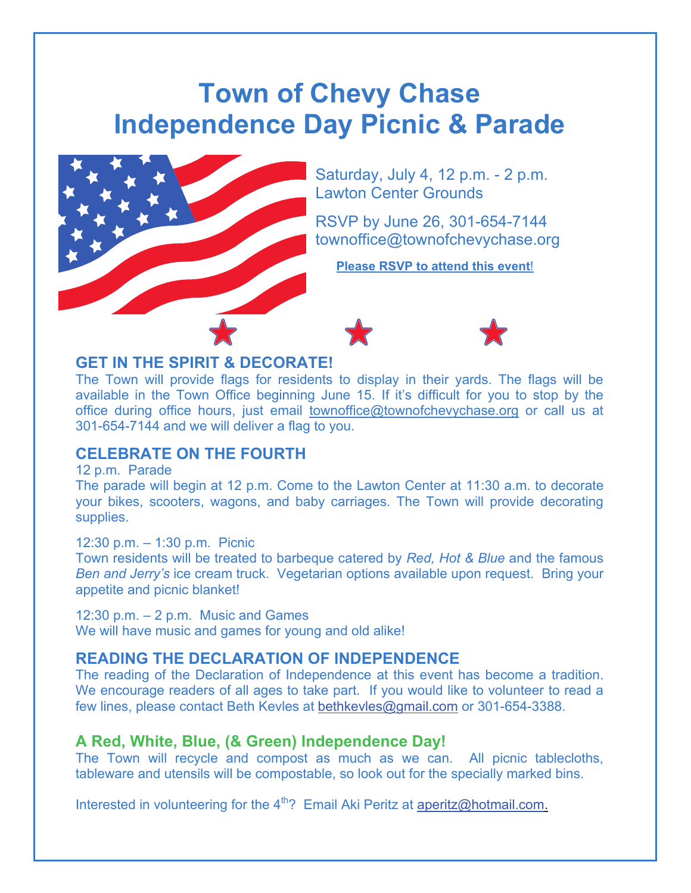# Town of Chevy Chase Independence Day Picnic & Parade

Saturday, July 4, 12 p.m. - 2 p.m.
Lawton Center Grounds

RSVP by June 26, 301-654-7144
townoffice@townofchevychase.org

**Please RSVP to attend this event!**

## GET IN THE SPIRIT & DECORATE!

The Town will provide flags for residents to display in their yards. The flags will be available in the Town Office beginning June 15. If it's difficult for you to stop by the office during office hours, just email townoffice@townofchevychase.org or call us at 301-654-7144 and we will deliver a flag to you.

## CELEBRATE ON THE FOURTH

12 p.m. Parade
The parade will begin at 12 p.m. Come to the Lawton Center at 11:30 a.m. to decorate your bikes, scooters, wagons, and baby carriages. The Town will provide decorating supplies.

12:30 p.m. – 1:30 p.m. Picnic
Town residents will be treated to barbeque catered by *Red, Hot & Blue* and the famous *Ben and Jerry's* ice cream truck. Vegetarian options available upon request. Bring your appetite and picnic blanket!

12:30 p.m. – 2 p.m. Music and Games
We will have music and games for young and old alike!

## READING THE DECLARATION OF INDEPENDENCE

The reading of the Declaration of Independence at this event has become a tradition. We encourage readers of all ages to take part. If you would like to volunteer to read a few lines, please contact Beth Kevles at bethkevles@gmail.com or 301-654-3388.

## A Red, White, Blue, (& Green) Independence Day!

The Town will recycle and compost as much as we can. All picnic tablecloths, tableware and utensils will be compostable, so look out for the specially marked bins.

Interested in volunteering for the 4th? Email Aki Peritz at aperitz@hotmail.com.